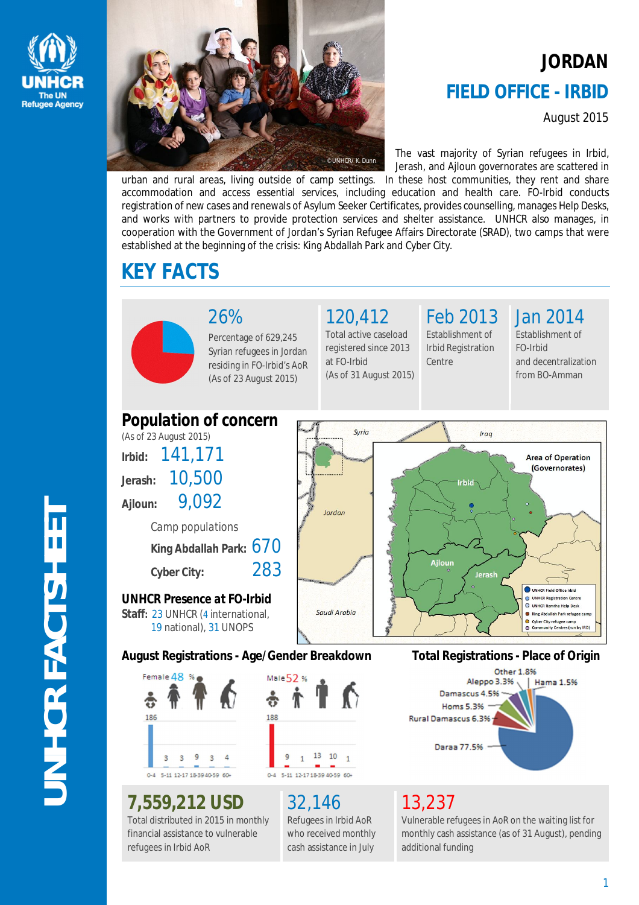# JORDAN

## FIELD OFFICE - IRBID

August 2015

The vast majority of Syrian refugees in Irbid, Jerash, and Ajloun governorates are scattered in urban and rural areas, living outside of camp settings. In these host communities, they rent and share accommodation and access essential services, including education and health care. FO-Irbid conducts registration of new cases and renewals of Asylum Seeker Certificates, provides counselling, manages Help Desks, and works with partners to provide protection services and shelter assistance. UNHCR also manages, in cooperation with the Government of Jordan's Syrian Refugee Affairs Directorate (SRAD), two camps that were established at the beginning of the crisis: King Abdallah Park and Cyber City.

## KEY FACTS

**26%**
Percentage of 629,245 Syrian refugees in Jordan residing in FO-Irbid's AoR (As of 23 August 2015)

**120,412**
Total active caseload registered since 2013 at FO-Irbid (As of 31 August 2015)

**Feb 2013**
Establishment of Irbid Registration Centre

**Jan 2014**
Establishment of FO-Irbid and decentralization from BO-Amman

## Population of concern

(As of 23 August 2015)

**Irbid:** 141,171
**Jerash:** 10,500
**Ajloun:** 9,092

Camp populations

**King Abdallah Park:** 670
**Cyber City:** 283

### UNHCR Presence at FO-Irbid

**Staff:** 23 UNHCR (4 international, 19 national), 31 UNOPS

Area of Operation (Governorates): Irbid, Ajloun, Jerash

- UNHCR Field Office Irbid
- UNHCR Registration Centre
- UNHCR Ramtha Help Desk
- King Abdallah Park refugee camp
- Cyber City refugee camp
- Community Centres (run by IRD)

### August Registrations - Age/Gender Breakdown

Female 48 %

| 0-4 | 5-11 | 12-17 | 18-39 | 40-59 | 60+ |
|---|---|---|---|---|---|
| 186 | 3 | 3 | 9 | 3 | 4 |

Male 52 %

| 0-4 | 5-11 | 12-17 | 18-39 | 40-59 | 60+ |
|---|---|---|---|---|---|
| 188 | 9 | 1 | 13 | 10 | 1 |

### Total Registrations - Place of Origin

| Place of Origin | % |
|---|---|
| Daraa | 77.5% |
| Rural Damascus | 6.3% |
| Homs | 5.3% |
| Damascus | 4.5% |
| Aleppo | 3.3% |
| Other | 1.8% |
| Hama | 1.5% |

**7,559,212 USD**
Total distributed in 2015 in monthly financial assistance to vulnerable refugees in Irbid AoR

**32,146**
Refugees in Irbid AoR who received monthly cash assistance in July

**13,237**
Vulnerable refugees in AoR on the waiting list for monthly cash assistance (as of 31 August), pending additional funding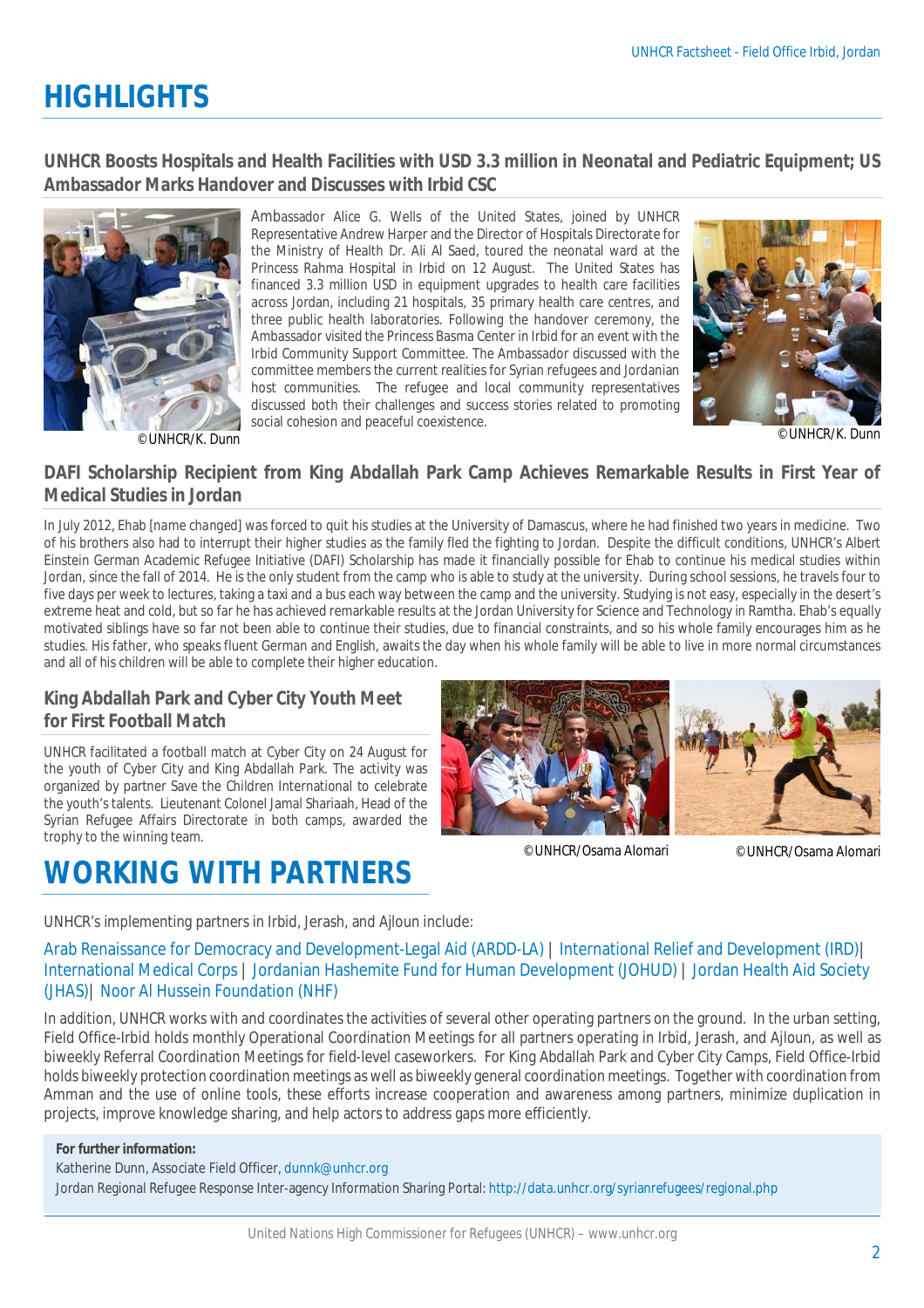# HIGHLIGHTS

## UNHCR Boosts Hospitals and Health Facilities with USD 3.3 million in Neonatal and Pediatric Equipment; US Ambassador Marks Handover and Discusses with Irbid CSC

©UNHCR/K. Dunn

Ambassador Alice G. Wells of the United States, joined by UNHCR Representative Andrew Harper and the Director of Hospitals Directorate for the Ministry of Health Dr. Ali Al Saed, toured the neonatal ward at the Princess Rahma Hospital in Irbid on 12 August. The United States has financed 3.3 million USD in equipment upgrades to health care facilities across Jordan, including 21 hospitals, 35 primary health care centres, and three public health laboratories. Following the handover ceremony, the Ambassador visited the Princess Basma Center in Irbid for an event with the Irbid Community Support Committee. The Ambassador discussed with the committee members the current realities for Syrian refugees and Jordanian host communities. The refugee and local community representatives discussed both their challenges and success stories related to promoting social cohesion and peaceful coexistence.

©UNHCR/K. Dunn

## DAFI Scholarship Recipient from King Abdallah Park Camp Achieves Remarkable Results in First Year of Medical Studies in Jordan

In July 2012, Ehab [name changed] was forced to quit his studies at the University of Damascus, where he had finished two years in medicine. Two of his brothers also had to interrupt their higher studies as the family fled the fighting to Jordan. Despite the difficult conditions, UNHCR's Albert Einstein German Academic Refugee Initiative (DAFI) Scholarship has made it financially possible for Ehab to continue his medical studies within Jordan, since the fall of 2014. He is the only student from the camp who is able to study at the university. During school sessions, he travels four to five days per week to lectures, taking a taxi and a bus each way between the camp and the university. Studying is not easy, especially in the desert's extreme heat and cold, but so far he has achieved remarkable results at the Jordan University for Science and Technology in Ramtha. Ehab's equally motivated siblings have so far not been able to continue their studies, due to financial constraints, and so his whole family encourages him as he studies. His father, who speaks fluent German and English, awaits the day when his whole family will be able to live in more normal circumstances and all of his children will be able to complete their higher education.

## King Abdallah Park and Cyber City Youth Meet for First Football Match

UNHCR facilitated a football match at Cyber City on 24 August for the youth of Cyber City and King Abdallah Park. The activity was organized by partner Save the Children International to celebrate the youth's talents. Lieutenant Colonel Jamal Shariaah, Head of the Syrian Refugee Affairs Directorate in both camps, awarded the trophy to the winning team.

©UNHCR/Osama Alomari

©UNHCR/Osama Alomari

# WORKING WITH PARTNERS

UNHCR's implementing partners in Irbid, Jerash, and Ajloun include:

Arab Renaissance for Democracy and Development-Legal Aid (ARDD-LA) | International Relief and Development (IRD)| International Medical Corps | Jordanian Hashemite Fund for Human Development (JOHUD) | Jordan Health Aid Society (JHAS)| Noor Al Hussein Foundation (NHF)

In addition, UNHCR works with and coordinates the activities of several other operating partners on the ground. In the urban setting, Field Office-Irbid holds monthly Operational Coordination Meetings for all partners operating in Irbid, Jerash, and Ajloun, as well as biweekly Referral Coordination Meetings for field-level caseworkers. For King Abdallah Park and Cyber City Camps, Field Office-Irbid holds biweekly protection coordination meetings as well as biweekly general coordination meetings. Together with coordination from Amman and the use of online tools, these efforts increase cooperation and awareness among partners, minimize duplication in projects, improve knowledge sharing, and help actors to address gaps more efficiently.

**For further information:**
Katherine Dunn, Associate Field Officer, dunnk@unhcr.org
Jordan Regional Refugee Response Inter-agency Information Sharing Portal: http://data.unhcr.org/syrianrefugees/regional.php